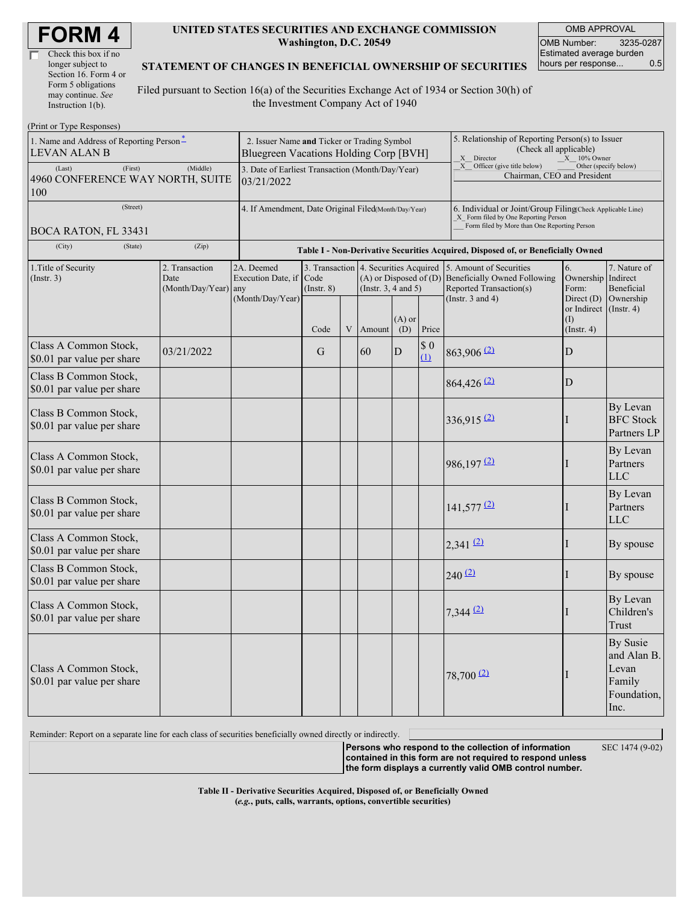# FORM 4

☐ Check this box if no longer subject to Section 16. Form 4 or Form 5 obligations may continue. *See* Instruction 1(b).

**UNITED STATES SECURITIES AND EXCHANGE COMMISSION**
**Washington, D.C. 20549**

**STATEMENT OF CHANGES IN BENEFICIAL OWNERSHIP OF SECURITIES**

Filed pursuant to Section 16(a) of the Securities Exchange Act of 1934 or Section 30(h) of the Investment Company Act of 1940

| OMB APPROVAL | |
|---|---|
| OMB Number: | 3235-0287 |
| Estimated average burden hours per response... | 0.5 |

(Print or Type Responses)

| 1. Name and Address of Reporting Person* | 2. Issuer Name and Ticker or Trading Symbol | 5. Relationship of Reporting Person(s) to Issuer (Check all applicable) |
|---|---|---|
| LEVAN ALAN B | Bluegreen Vacations Holding Corp [BVH] | _X_ Director _X_ 10% Owner |
| (Last) (First) (Middle) 4960 CONFERENCE WAY NORTH, SUITE 100 | 3. Date of Earliest Transaction (Month/Day/Year) 03/21/2022 | _X_ Officer (give title below) ___ Other (specify below) Chairman, CEO and President |
| (Street) BOCA RATON, FL 33431 | 4. If Amendment, Date Original Filed(Month/Day/Year) | 6. Individual or Joint/Group Filing(Check Applicable Line) _X_ Form filed by One Reporting Person ___ Form filed by More than One Reporting Person |
| (City) (State) (Zip) | | |

**Table I - Non-Derivative Securities Acquired, Disposed of, or Beneficially Owned**

| 1.Title of Security (Instr. 3) | 2. Transaction Date (Month/Day/Year) | 2A. Deemed Execution Date, if any (Month/Day/Year) | 3. Transaction Code (Instr. 8) | | 4. Securities Acquired (A) or Disposed of (D) (Instr. 3, 4 and 5) | | | 5. Amount of Securities Beneficially Owned Following Reported Transaction(s) (Instr. 3 and 4) | 6. Ownership Form: Direct (D) or Indirect (I) (Instr. 4) | 7. Nature of Indirect Beneficial Ownership (Instr. 4) |
|---|---|---|---|---|---|---|---|---|---|---|
| | | | Code | V | Amount | (A) or (D) | Price | | | |
| Class A Common Stock, $0.01 par value per share | 03/21/2022 | | G | | 60 | D | $ 0 (1) | 863,906 (2) | D | |
| Class B Common Stock, $0.01 par value per share | | | | | | | | 864,426 (2) | D | |
| Class B Common Stock, $0.01 par value per share | | | | | | | | 336,915 (2) | I | By Levan BFC Stock Partners LP |
| Class A Common Stock, $0.01 par value per share | | | | | | | | 986,197 (2) | I | By Levan Partners LLC |
| Class B Common Stock, $0.01 par value per share | | | | | | | | 141,577 (2) | I | By Levan Partners LLC |
| Class A Common Stock, $0.01 par value per share | | | | | | | | 2,341 (2) | I | By spouse |
| Class B Common Stock, $0.01 par value per share | | | | | | | | 240 (2) | I | By spouse |
| Class A Common Stock, $0.01 par value per share | | | | | | | | 7,344 (2) | I | By Levan Children's Trust |
| Class A Common Stock, $0.01 par value per share | | | | | | | | 78,700 (2) | I | By Susie and Alan B. Levan Family Foundation, Inc. |

Reminder: Report on a separate line for each class of securities beneficially owned directly or indirectly.

**Persons who respond to the collection of information contained in this form are not required to respond unless the form displays a currently valid OMB control number.**

SEC 1474 (9-02)

**Table II - Derivative Securities Acquired, Disposed of, or Beneficially Owned**
**(*e.g.*, puts, calls, warrants, options, convertible securities)**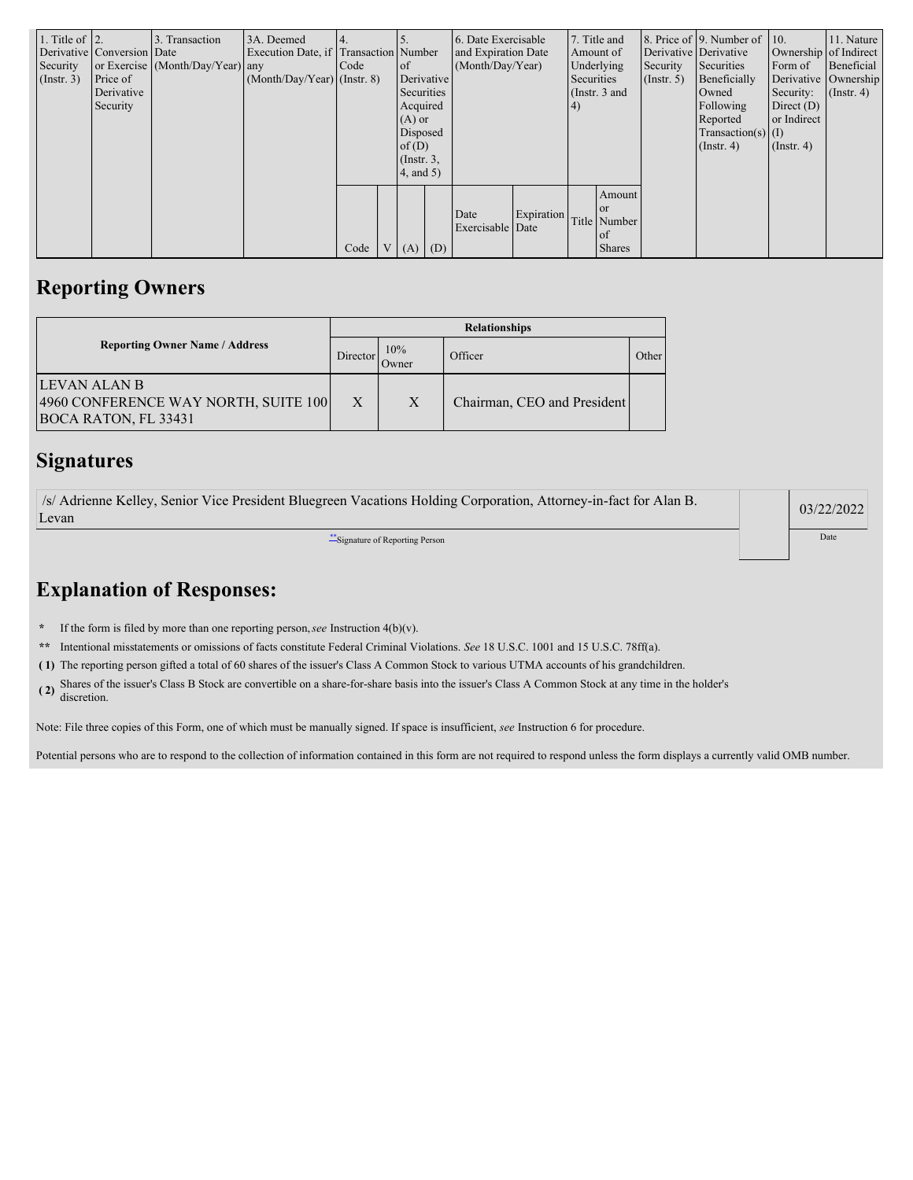| 1. Title of Derivative Security (Instr. 3) | 2. Conversion or Exercise Price of Derivative Security | 3. Transaction Date (Month/Day/Year) | 3A. Deemed Execution Date, if any (Month/Day/Year) | 4. Transaction Code (Instr. 8) | | 5. Number of Derivative Securities Acquired (A) or Disposed of (D) (Instr. 3, 4, and 5) | | 6. Date Exercisable and Expiration Date (Month/Day/Year) | | 7. Title and Amount of Underlying Securities (Instr. 3 and 4) | | 8. Price of Derivative Security (Instr. 5) | 9. Number of Derivative Securities Beneficially Owned Following Reported Transaction(s) (Instr. 4) | 10. Ownership Form of Derivative Security: Direct (D) or Indirect (I) (Instr. 4) | 11. Nature of Indirect Beneficial Ownership (Instr. 4) |
|---|---|---|---|---|---|---|---|---|---|---|---|---|---|---|---|
| | | | | Code | V | (A) | (D) | Date Exercisable | Expiration Date | Title | Amount or Number of Shares | | | | |

## Reporting Owners

| Reporting Owner Name / Address | Relationships | | | |
|---|---|---|---|---|
| | Director | 10% Owner | Officer | Other |
| LEVAN ALAN B<br>4960 CONFERENCE WAY NORTH, SUITE 100<br>BOCA RATON, FL 33431 | X | X | Chairman, CEO and President | |

## Signatures

| | |
|---|---|
| /s/ Adrienne Kelley, Senior Vice President Bluegreen Vacations Holding Corporation, Attorney-in-fact for Alan B. Levan | 03/22/2022 |
| **Signature of Reporting Person | Date |

## Explanation of Responses:

* If the form is filed by more than one reporting person, *see* Instruction 4(b)(v).

** Intentional misstatements or omissions of facts constitute Federal Criminal Violations. *See* 18 U.S.C. 1001 and 15 U.S.C. 78ff(a).

( 1) The reporting person gifted a total of 60 shares of the issuer's Class A Common Stock to various UTMA accounts of his grandchildren.

( 2) Shares of the issuer's Class B Stock are convertible on a share-for-share basis into the issuer's Class A Common Stock at any time in the holder's discretion.

Note: File three copies of this Form, one of which must be manually signed. If space is insufficient, *see* Instruction 6 for procedure.

Potential persons who are to respond to the collection of information contained in this form are not required to respond unless the form displays a currently valid OMB number.